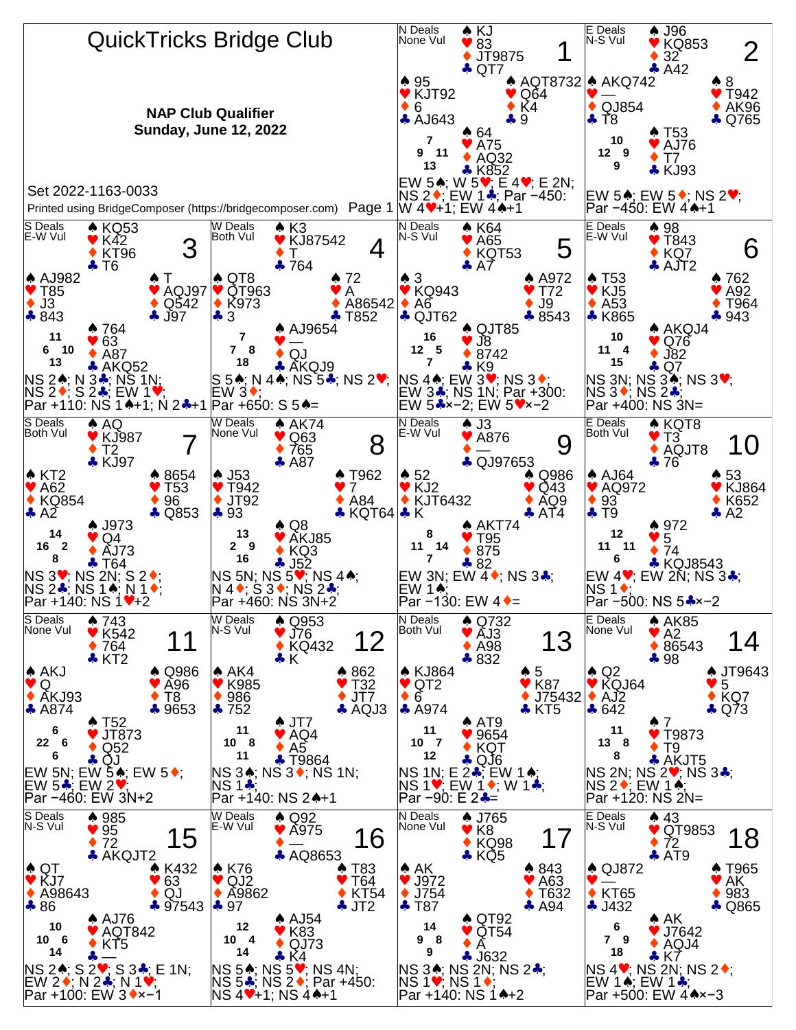# QuickTricks Bridge Club

**NAP Club Qualifier**
**Sunday, June 12, 2022**

Set 2022-1163-0033

Printed using BridgeComposer (https://bridgecomposer.com)

---

## Board 1
N Deals, None Vul

North: ♠ KJ ♥ 83 ♦ JT9875 ♣ QT7
West: ♠ 95 ♥ KJT92 ♦ 6 ♣ AJ643
East: ♠ AQT8732 ♥ Q64 ♦ K4 ♣ 9
South: ♠ 64 ♥ A75 ♦ AQ32 ♣ K852

HCP: N 7, W 9, E 11, S 13

EW 5♠; W 5♥; E 4♥; E 2N; NS 2♦; EW 1♣; Par −450: W 4♥+1; EW 4♠+1

## Board 2
E Deals, N-S Vul

North: ♠ J96 ♥ KQ853 ♦ 32 ♣ A42
West: ♠ AKQ742 ♥ — ♦ QJ854 ♣ T8
East: ♠ 8 ♥ T942 ♦ AK96 ♣ Q765
South: ♠ T53 ♥ AJ76 ♦ T7 ♣ KJ93

HCP: N 10, W 12, E 9, S 9

EW 5♠; EW 5♦; NS 2♥; Par −450: EW 4♠+1

## Board 3
S Deals, E-W Vul

North: ♠ KQ53 ♥ K42 ♦ KT96 ♣ T6
West: ♠ AJ982 ♥ T85 ♦ J3 ♣ 843
East: ♠ T ♥ AQJ97 ♦ Q542 ♣ J97
South: ♠ 764 ♥ 63 ♦ A87 ♣ AKQ52

HCP: N 11, W 6, E 10, S 13

NS 2♠; N 3♣; NS 1N; NS 2♦; S 2♣; EW 1♥; Par +110: NS 1♠+1; N 2♣+1

## Board 4
W Deals, Both Vul

North: ♠ K3 ♥ KJ87542 ♦ T ♣ 764
West: ♠ QT8 ♥ QT963 ♦ K973 ♣ 3
East: ♠ 72 ♥ A ♦ A86542 ♣ T852
South: ♠ AJ9654 ♥ — ♦ QJ ♣ AKQJ9

HCP: N 7, W 7, E 8, S 18

S 5♠; N 4♠; NS 5♣; NS 2♥; EW 3♦; Par +650: S 5♠=

## Board 5
N Deals, N-S Vul

North: ♠ K64 ♥ A65 ♦ KQT53 ♣ A7
West: ♠ 3 ♥ KQ943 ♦ A6 ♣ QJT62
East: ♠ A972 ♥ T72 ♦ J9 ♣ 8543
South: ♠ QJT85 ♥ J8 ♦ 8742 ♣ K9

HCP: N 16, W 12, E 5, S 7

NS 4♠; EW 3♥; NS 3♦; EW 3♣; NS 1N; Par +300: EW 5♣×−2; EW 5♥×−2

## Board 6
E Deals, E-W Vul

North: ♠ 98 ♥ T843 ♦ KQ7 ♣ AJT2
West: ♠ T53 ♥ KJ5 ♦ A53 ♣ K865
East: ♠ 762 ♥ A92 ♦ T964 ♣ 943
South: ♠ AKQJ4 ♥ Q76 ♦ J82 ♣ Q7

HCP: N 10, W 11, E 4, S 15

NS 3N; NS 3♠; NS 3♥; NS 3♦; NS 2♣; Par +400: NS 3N=

## Board 7
S Deals, Both Vul

North: ♠ AQ ♥ KJ987 ♦ T2 ♣ KJ97
West: ♠ KT2 ♥ A62 ♦ KQ854 ♣ A2
East: ♠ 8654 ♥ T53 ♦ 96 ♣ Q853
South: ♠ J973 ♥ Q4 ♦ AJ73 ♣ T64

HCP: N 14, W 16, E 2, S 8

NS 3♥; NS 2N; S 2♦; NS 2♣; NS 1♠; N 1♦; Par +140: NS 1♥+2

## Board 8
W Deals, None Vul

North: ♠ AK74 ♥ Q63 ♦ 765 ♣ A87
West: ♠ J53 ♥ T942 ♦ JT92 ♣ 93
East: ♠ T962 ♥ 7 ♦ A84 ♣ KQT64
South: ♠ Q8 ♥ AKJ85 ♦ KQ3 ♣ J52

HCP: N 13, W 2, E 9, S 16

NS 5N; NS 5♥; NS 4♠; N 4♦; S 3♦; NS 2♣; Par +460: NS 3N+2

## Board 9
N Deals, E-W Vul

North: ♠ J3 ♥ A876 ♦ — ♣ QJ97653
West: ♠ 52 ♥ KJ2 ♦ KJT6432 ♣ K
East: ♠ Q986 ♥ Q43 ♦ AQ9 ♣ AT4
South: ♠ AKT74 ♥ T95 ♦ 875 ♣ 82

HCP: N 8, W 11, E 14, S 7

EW 3N; EW 4♦; NS 3♣; EW 1♠; Par −130: EW 4♦=

## Board 10
E Deals, Both Vul

North: ♠ KQT8 ♥ T3 ♦ AQJT8 ♣ 76
West: ♠ AJ64 ♥ AQ972 ♦ 93 ♣ T9
East: ♠ 53 ♥ KJ864 ♦ K652 ♣ A2
South: ♠ 972 ♥ 5 ♦ 74 ♣ KQJ8543

HCP: N 12, W 11, E 11, S 6

EW 4♥; EW 2N; NS 3♣; NS 1♦; Par −500: NS 5♣×−2

## Board 11
S Deals, None Vul

North: ♠ 743 ♥ K542 ♦ 764 ♣ KT2
West: ♠ AKJ ♥ Q ♦ AKJ93 ♣ A874
East: ♠ Q986 ♥ A96 ♦ T8 ♣ 9653
South: ♠ T52 ♥ JT873 ♦ Q52 ♣ QJ

HCP: N 6, W 22, E 6, S 6

EW 5N; EW 5♠; EW 5♦; EW 5♣; EW 2♥; Par −460: EW 3N+2

## Board 12
W Deals, N-S Vul

North: ♠ Q953 ♥ J76 ♦ KQ432 ♣ K
West: ♠ AK4 ♥ K985 ♦ 986 ♣ 752
East: ♠ 862 ♥ T32 ♦ JT7 ♣ AQJ3
South: ♠ JT7 ♥ AQ4 ♦ A5 ♣ T9864

HCP: N 11, W 10, E 8, S 11

NS 3♠; NS 3♦; NS 1N; NS 1♣; Par +140: NS 2♠+1

## Board 13
N Deals, Both Vul

North: ♠ Q732 ♥ AJ3 ♦ A98 ♣ 832
West: ♠ KJ864 ♥ QT2 ♦ 6 ♣ A974
East: ♠ 5 ♥ K87 ♦ J75432 ♣ KT5
South: ♠ AT9 ♥ 9654 ♦ KQT ♣ QJ6

HCP: N 11, W 10, E 7, S 12

NS 1N; E 2♣; EW 1♠; NS 1♥; EW 1♦; W 1♣; Par −90: E 2♣=

## Board 14
E Deals, None Vul

North: ♠ AK85 ♥ A2 ♦ 86543 ♣ 98
West: ♠ Q2 ♥ KQJ64 ♦ AJ2 ♣ 642
East: ♠ JT9643 ♥ 5 ♦ KQ7 ♣ Q73
South: ♠ 7 ♥ T9873 ♦ T9 ♣ AKJT5

HCP: N 11, W 13, E 8, S 8

NS 2N; NS 2♥; NS 3♣; NS 2♦; EW 1♠; Par +120: NS 2N=

## Board 15
S Deals, N-S Vul

North: ♠ 985 ♥ 95 ♦ 72 ♣ AKQJT2
West: ♠ QT ♥ KJ7 ♦ A98643 ♣ 86
East: ♠ K432 ♥ 63 ♦ QJ ♣ 97543
South: ♠ AJ76 ♥ AQT842 ♦ KT5 ♣ —

HCP: N 10, W 10, E 6, S 14

NS 2♠; S 2♥; S 3♣; E 1N; EW 2♦; N 2♣; N 1♥; Par +100: EW 3♦×−1

## Board 16
W Deals, E-W Vul

North: ♠ Q92 ♥ A975 ♦ — ♣ AQ8653
West: ♠ K76 ♥ QJ2 ♦ A9862 ♣ 97
East: ♠ T83 ♥ T64 ♦ KT54 ♣ JT2
South: ♠ AJ54 ♥ K83 ♦ QJ73 ♣ K4

HCP: N 12, W 10, E 4, S 14

NS 5♠; NS 5♥; NS 4N; NS 5♣; NS 2♦; Par +450: NS 4♥+1; NS 4♠+1

## Board 17
N Deals, None Vul

North: ♠ J765 ♥ K8 ♦ KQ98 ♣ KQ5
West: ♠ AK ♥ J972 ♦ J754 ♣ T87
East: ♠ 843 ♥ A63 ♦ T632 ♣ A94
South: ♠ QT92 ♥ QT54 ♦ A ♣ J632

HCP: N 14, W 9, E 8, S 9

NS 3♠; NS 2N; NS 2♣; NS 1♥; NS 1♦; Par +140: NS 1♠+2

## Board 18
E Deals, N-S Vul

North: ♠ 43 ♥ QT9853 ♦ 72 ♣ AT9
West: ♠ QJ872 ♥ — ♦ KT65 ♣ J432
East: ♠ T965 ♥ AK ♦ 983 ♣ Q865
South: ♠ AK ♥ J7642 ♦ AQJ4 ♣ K7

HCP: N 6, W 7, E 9, S 18

NS 4♥; NS 2N; NS 2♦; EW 1♠; EW 1♣; Par +500: EW 4♠×−3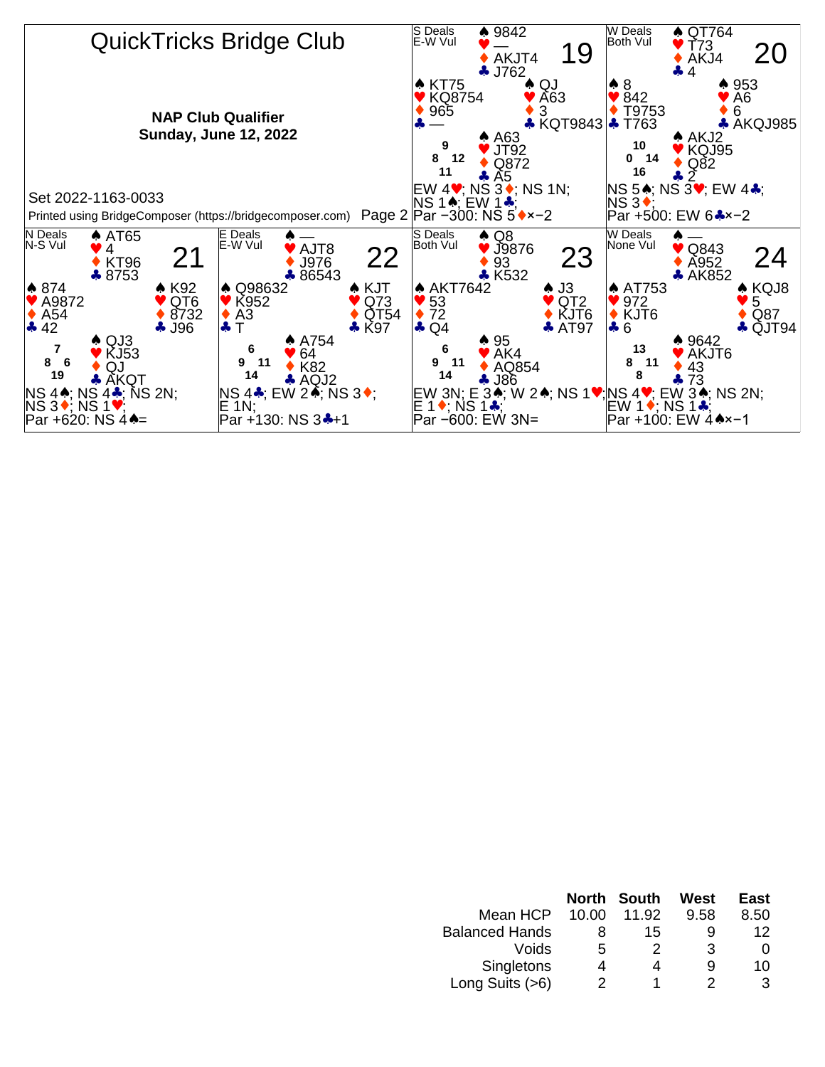# QuickTricks Bridge Club

**NAP Club Qualifier**
**Sunday, June 12, 2022**

Set 2022-1163-0033

Printed using BridgeComposer (https://bridgecomposer.com)

## Board 19

S Deals, E-W Vul

North: ♠ 9842 ♥ — ♦ AKJT4 ♣ J762

West: ♠ KT75 ♥ KQ8754 ♦ 965 ♣ —

East: ♠ QJ ♥ A63 ♦ 3 ♣ KQT9843

South: ♠ A63 ♥ JT92 ♦ Q872 ♣ A5

HCP: N 9, W 8, E 12, S 11

EW 4♥; NS 3♦; NS 1N; NS 1♠; EW 1♣;
Par −300: NS 5♦×−2

## Board 20

W Deals, Both Vul

North: ♠ QT764 ♥ T73 ♦ AKJ4 ♣ 4

West: ♠ 8 ♥ 842 ♦ T9753 ♣ T763

East: ♠ 953 ♥ A6 ♦ 6 ♣ AKQJ985

South: ♠ AKJ2 ♥ KQJ95 ♦ Q82 ♣ 2

HCP: N 10, W 0, E 14, S 16

NS 5♠; NS 3♥; EW 4♣; NS 3♦;
Par +500: EW 6♣×−2

## Board 21

N Deals, N-S Vul

North: ♠ AT65 ♥ 4 ♦ KT96 ♣ 8753

West: ♠ 874 ♥ A9872 ♦ A54 ♣ 42

East: ♠ K92 ♥ QT6 ♦ 8732 ♣ J96

South: ♠ QJ3 ♥ KJ53 ♦ QJ ♣ AKQT

HCP: N 7, W 8, E 6, S 19

NS 4♠; NS 4♣; NS 2N; NS 3♦; NS 1♥;
Par +620: NS 4♠=

## Board 22

E Deals, E-W Vul

North: ♠ — ♥ AJT8 ♦ J976 ♣ 86543

West: ♠ Q98632 ♥ K952 ♦ A3 ♣ T

East: ♠ KJT ♥ Q73 ♦ QT54 ♣ K97

South: ♠ A754 ♥ 64 ♦ K82 ♣ AQJ2

HCP: N 6, W 9, E 11, S 14

NS 4♣; EW 2♠; NS 3♦; E 1N;
Par +130: NS 3♣+1

## Board 23

S Deals, Both Vul

North: ♠ Q8 ♥ J9876 ♦ 93 ♣ K532

West: ♠ AKT7642 ♥ 53 ♦ 72 ♣ Q4

East: ♠ J3 ♥ QT2 ♦ KJT6 ♣ AT97

South: ♠ 95 ♥ AK4 ♦ AQ854 ♣ J86

HCP: N 6, W 9, E 11, S 14

EW 3N; E 3♠; W 2♠; NS 1♥; E 1♦; NS 1♣;
Par −600: EW 3N=

## Board 24

W Deals, None Vul

North: ♠ — ♥ Q843 ♦ A952 ♣ AK852

West: ♠ AT753 ♥ 972 ♦ KJT6 ♣ 6

East: ♠ KQJ8 ♥ 5 ♦ Q87 ♣ QJT94

South: ♠ 9642 ♥ AKJT6 ♦ 43 ♣ 73

HCP: N 13, W 8, E 11, S 8

NS 4♥; EW 3♠; NS 2N; EW 1♦; NS 1♣;
Par +100: EW 4♠×−1

| | North | South | West | East |
|---|---|---|---|---|
| Mean HCP | 10.00 | 11.92 | 9.58 | 8.50 |
| Balanced Hands | 8 | 15 | 9 | 12 |
| Voids | 5 | 2 | 3 | 0 |
| Singletons | 4 | 4 | 9 | 10 |
| Long Suits (>6) | 2 | 1 | 2 | 3 |